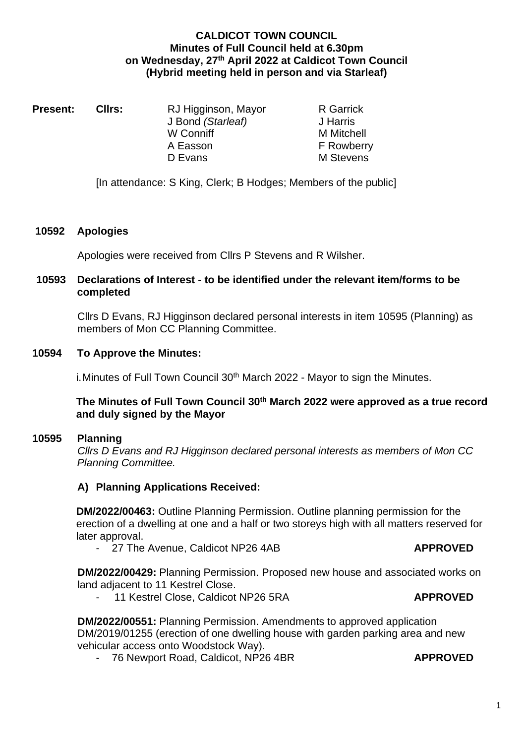# CALDICOT TOWN COUNCIL
## Minutes of Full Council held at 6.30pm on Wednesday, 27th April 2022 at Caldicot Town Council (Hybrid meeting held in person and via Starleaf)

**Present:** **Cllrs:**

| | |
|---|---|
| RJ Higginson, Mayor | R Garrick |
| J Bond *(Starleaf)* | J Harris |
| W Conniff | M Mitchell |
| A Easson | F Rowberry |
| D Evans | M Stevens |

[In attendance: S King, Clerk; B Hodges; Members of the public]

### 10592 Apologies

Apologies were received from Cllrs P Stevens and R Wilsher.

### 10593 Declarations of Interest - to be identified under the relevant item/forms to be completed

Cllrs D Evans, RJ Higginson declared personal interests in item 10595 (Planning) as members of Mon CC Planning Committee.

### 10594 To Approve the Minutes:

i. Minutes of Full Town Council 30th March 2022 - Mayor to sign the Minutes.

**The Minutes of Full Town Council 30th March 2022 were approved as a true record and duly signed by the Mayor**

### 10595 Planning

*Cllrs D Evans and RJ Higginson declared personal interests as members of Mon CC Planning Committee.*

#### A) Planning Applications Received:

**DM/2022/00463:** Outline Planning Permission. Outline planning permission for the erection of a dwelling at one and a half or two storeys high with all matters reserved for later approval.

- 27 The Avenue, Caldicot NP26 4AB **APPROVED**

**DM/2022/00429:** Planning Permission. Proposed new house and associated works on land adjacent to 11 Kestrel Close.

- 11 Kestrel Close, Caldicot NP26 5RA **APPROVED**

**DM/2022/00551:** Planning Permission. Amendments to approved application DM/2019/01255 (erection of one dwelling house with garden parking area and new vehicular access onto Woodstock Way).

- 76 Newport Road, Caldicot, NP26 4BR **APPROVED**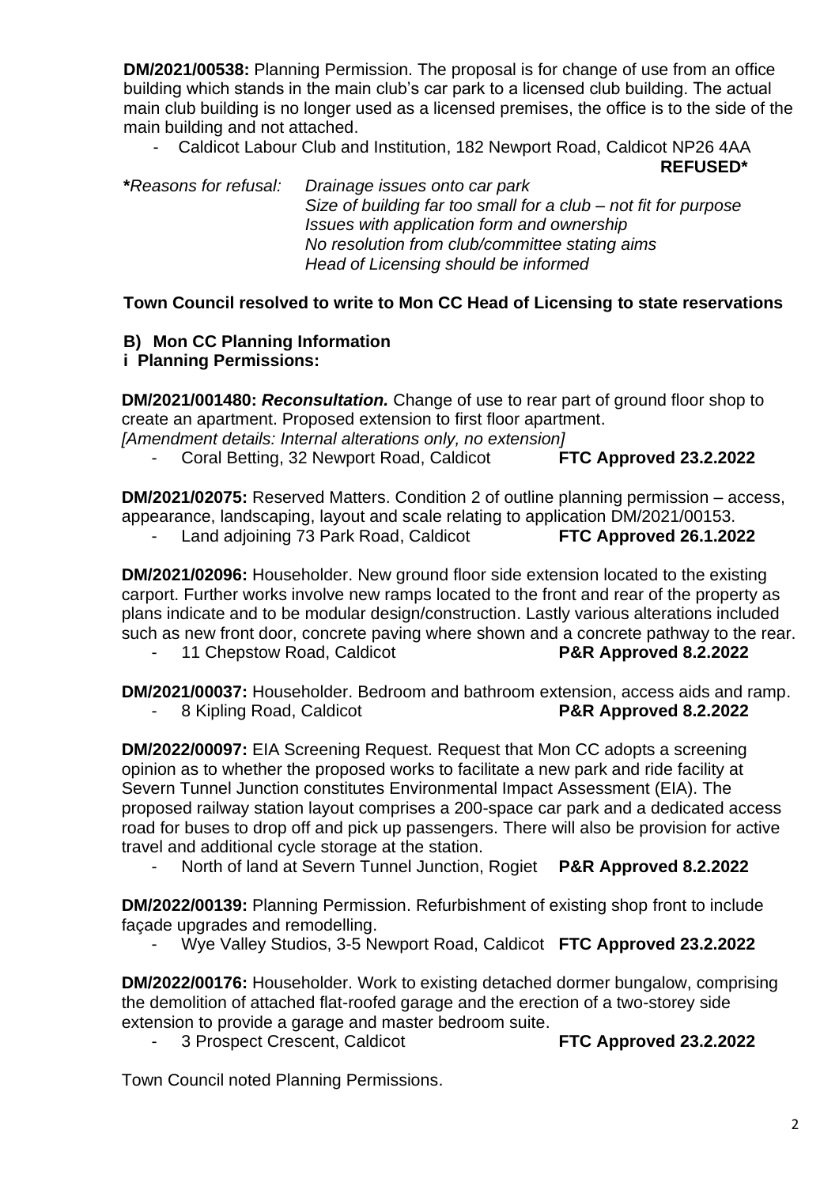**DM/2021/00538:** Planning Permission. The proposal is for change of use from an office building which stands in the main club's car park to a licensed club building. The actual main club building is no longer used as a licensed premises, the office is to the side of the main building and not attached.

- Caldicot Labour Club and Institution, 182 Newport Road, Caldicot NP26 4AA **REFUSED***

***Reasons for refusal:** *Drainage issues onto car park*
*Size of building far too small for a club – not fit for purpose*
*Issues with application form and ownership*
*No resolution from club/committee stating aims*
*Head of Licensing should be informed*

**Town Council resolved to write to Mon CC Head of Licensing to state reservations**

**B) Mon CC Planning Information**

**i Planning Permissions:**

**DM/2021/001480: *Reconsultation.*** Change of use to rear part of ground floor shop to create an apartment. Proposed extension to first floor apartment.
*[Amendment details: Internal alterations only, no extension]*

- Coral Betting, 32 Newport Road, Caldicot **FTC Approved 23.2.2022**

**DM/2021/02075:** Reserved Matters. Condition 2 of outline planning permission – access, appearance, landscaping, layout and scale relating to application DM/2021/00153.

- Land adjoining 73 Park Road, Caldicot **FTC Approved 26.1.2022**

**DM/2021/02096:** Householder. New ground floor side extension located to the existing carport. Further works involve new ramps located to the front and rear of the property as plans indicate and to be modular design/construction. Lastly various alterations included such as new front door, concrete paving where shown and a concrete pathway to the rear.

- 11 Chepstow Road, Caldicot **P&R Approved 8.2.2022**

**DM/2021/00037:** Householder. Bedroom and bathroom extension, access aids and ramp.

- 8 Kipling Road, Caldicot **P&R Approved 8.2.2022**

**DM/2022/00097:** EIA Screening Request. Request that Mon CC adopts a screening opinion as to whether the proposed works to facilitate a new park and ride facility at Severn Tunnel Junction constitutes Environmental Impact Assessment (EIA). The proposed railway station layout comprises a 200-space car park and a dedicated access road for buses to drop off and pick up passengers. There will also be provision for active travel and additional cycle storage at the station.

- North of land at Severn Tunnel Junction, Rogiet **P&R Approved 8.2.2022**

**DM/2022/00139:** Planning Permission. Refurbishment of existing shop front to include façade upgrades and remodelling.

- Wye Valley Studios, 3-5 Newport Road, Caldicot **FTC Approved 23.2.2022**

**DM/2022/00176:** Householder. Work to existing detached dormer bungalow, comprising the demolition of attached flat-roofed garage and the erection of a two-storey side extension to provide a garage and master bedroom suite.

- 3 Prospect Crescent, Caldicot **FTC Approved 23.2.2022**

Town Council noted Planning Permissions.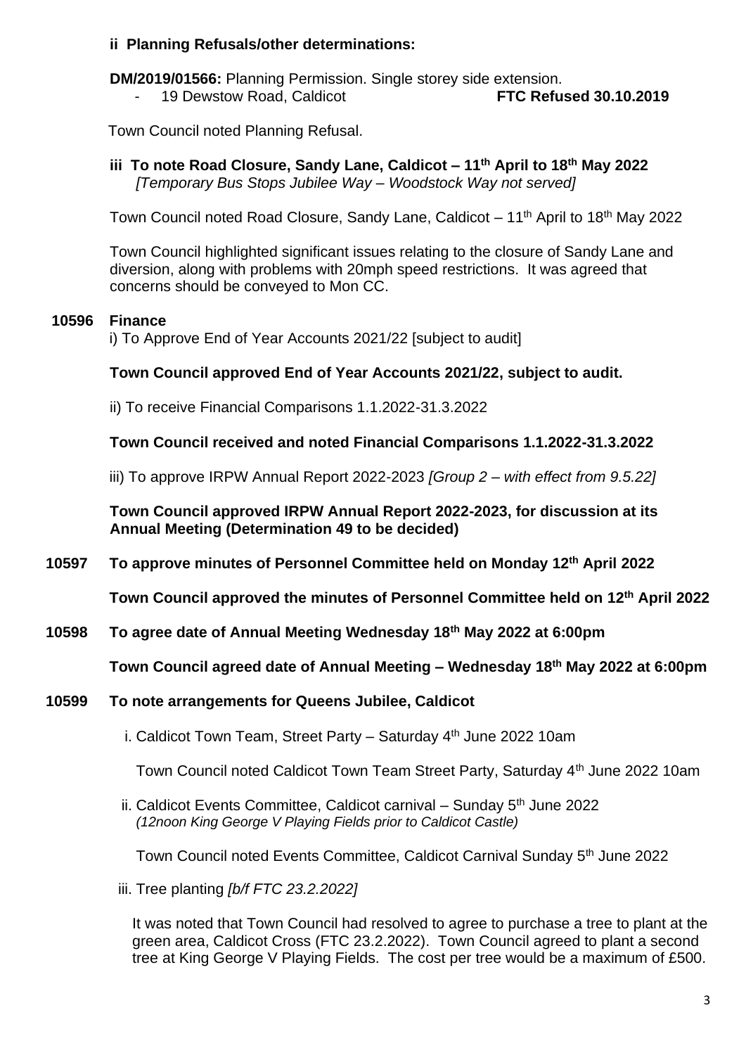**ii Planning Refusals/other determinations:**

**DM/2019/01566:** Planning Permission. Single storey side extension.

- 19 Dewstow Road, Caldicot **FTC Refused 30.10.2019**

Town Council noted Planning Refusal.

**iii To note Road Closure, Sandy Lane, Caldicot – 11th April to 18th May 2022**
*[Temporary Bus Stops Jubilee Way – Woodstock Way not served]*

Town Council noted Road Closure, Sandy Lane, Caldicot – 11th April to 18th May 2022

Town Council highlighted significant issues relating to the closure of Sandy Lane and diversion, along with problems with 20mph speed restrictions. It was agreed that concerns should be conveyed to Mon CC.

**10596 Finance**

i) To Approve End of Year Accounts 2021/22 [subject to audit]

**Town Council approved End of Year Accounts 2021/22, subject to audit.**

ii) To receive Financial Comparisons 1.1.2022-31.3.2022

**Town Council received and noted Financial Comparisons 1.1.2022-31.3.2022**

iii) To approve IRPW Annual Report 2022-2023 *[Group 2 – with effect from 9.5.22]*

**Town Council approved IRPW Annual Report 2022-2023, for discussion at its Annual Meeting (Determination 49 to be decided)**

**10597 To approve minutes of Personnel Committee held on Monday 12th April 2022**

**Town Council approved the minutes of Personnel Committee held on 12th April 2022**

**10598 To agree date of Annual Meeting Wednesday 18th May 2022 at 6:00pm**

**Town Council agreed date of Annual Meeting – Wednesday 18th May 2022 at 6:00pm**

**10599 To note arrangements for Queens Jubilee, Caldicot**

i. Caldicot Town Team, Street Party – Saturday 4th June 2022 10am

Town Council noted Caldicot Town Team Street Party, Saturday 4th June 2022 10am

ii. Caldicot Events Committee, Caldicot carnival – Sunday 5th June 2022
*(12noon King George V Playing Fields prior to Caldicot Castle)*

Town Council noted Events Committee, Caldicot Carnival Sunday 5th June 2022

iii. Tree planting *[b/f FTC 23.2.2022]*

It was noted that Town Council had resolved to agree to purchase a tree to plant at the green area, Caldicot Cross (FTC 23.2.2022). Town Council agreed to plant a second tree at King George V Playing Fields. The cost per tree would be a maximum of £500.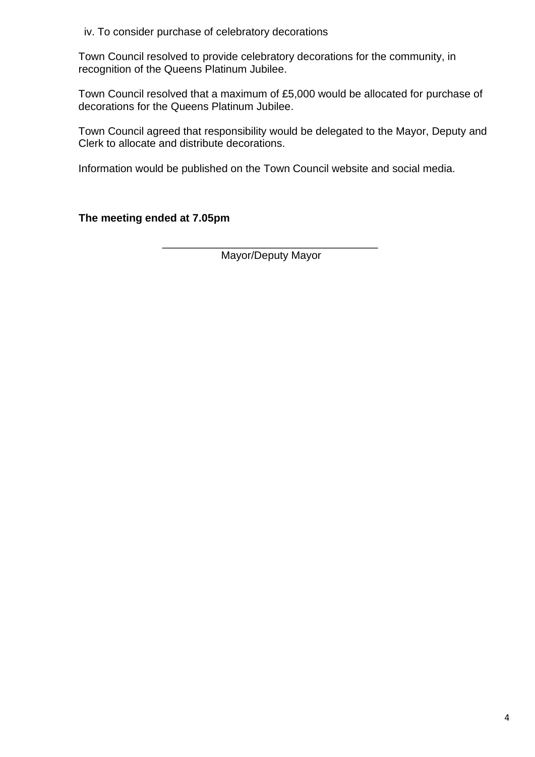iv. To consider purchase of celebratory decorations

Town Council resolved to provide celebratory decorations for the community, in recognition of the Queens Platinum Jubilee.

Town Council resolved that a maximum of £5,000 would be allocated for purchase of decorations for the Queens Platinum Jubilee.

Town Council agreed that responsibility would be delegated to the Mayor, Deputy and Clerk to allocate and distribute decorations.

Information would be published on the Town Council website and social media.

**The meeting ended at 7.05pm**

_____________________________________
Mayor/Deputy Mayor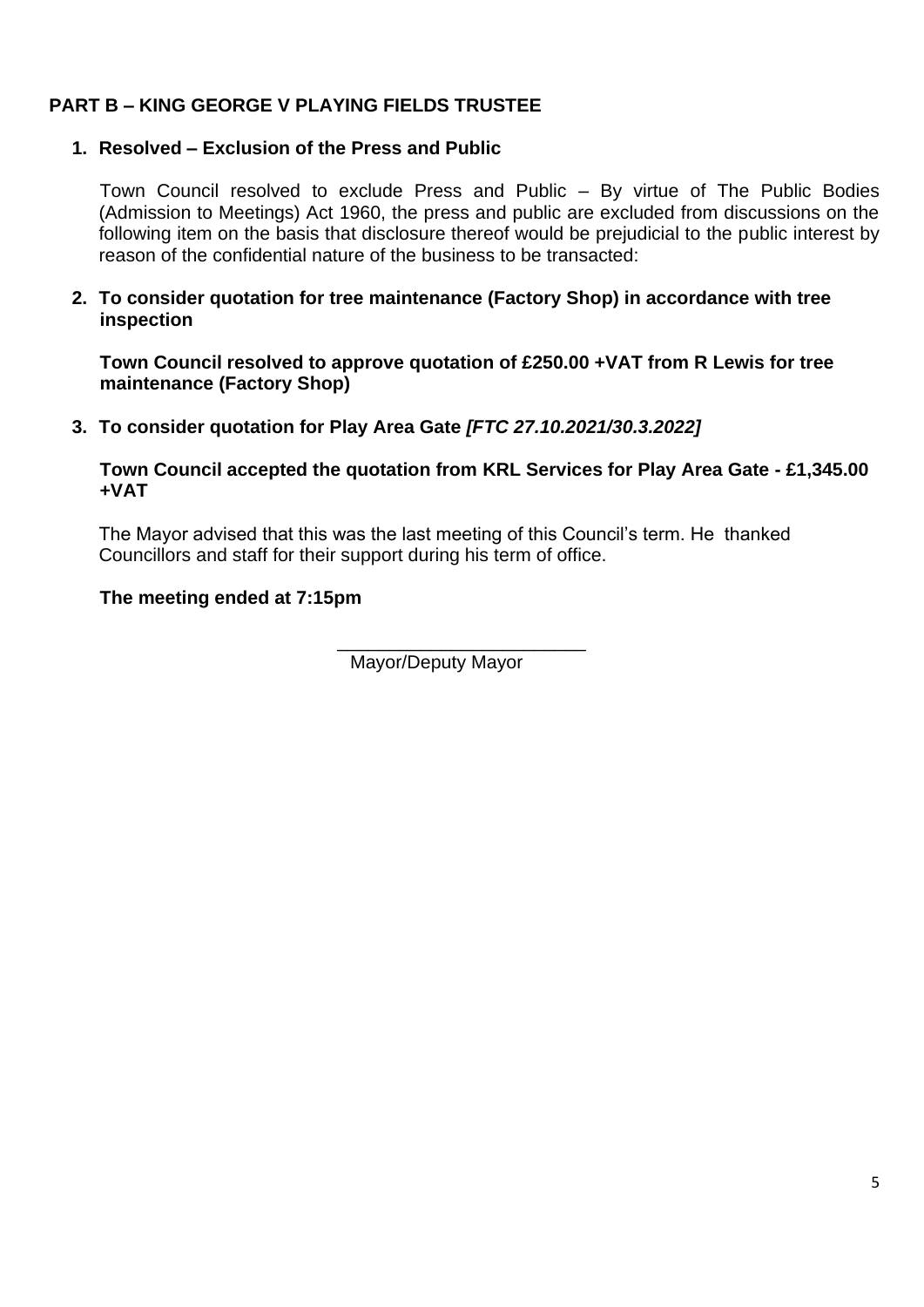## PART B – KING GEORGE V PLAYING FIELDS TRUSTEE

### 1. Resolved – Exclusion of the Press and Public

Town Council resolved to exclude Press and Public – By virtue of The Public Bodies (Admission to Meetings) Act 1960, the press and public are excluded from discussions on the following item on the basis that disclosure thereof would be prejudicial to the public interest by reason of the confidential nature of the business to be transacted:

### 2. To consider quotation for tree maintenance (Factory Shop) in accordance with tree inspection

**Town Council resolved to approve quotation of £250.00 +VAT from R Lewis for tree maintenance (Factory Shop)**

### 3. To consider quotation for Play Area Gate *[FTC 27.10.2021/30.3.2022]*

**Town Council accepted the quotation from KRL Services for Play Area Gate - £1,345.00 +VAT**

The Mayor advised that this was the last meeting of this Council's term. He thanked Councillors and staff for their support during his term of office.

**The meeting ended at 7:15pm**

\_\_\_\_\_\_\_\_\_\_\_\_\_\_\_\_\_\_\_\_\_\_\_\_

Mayor/Deputy Mayor